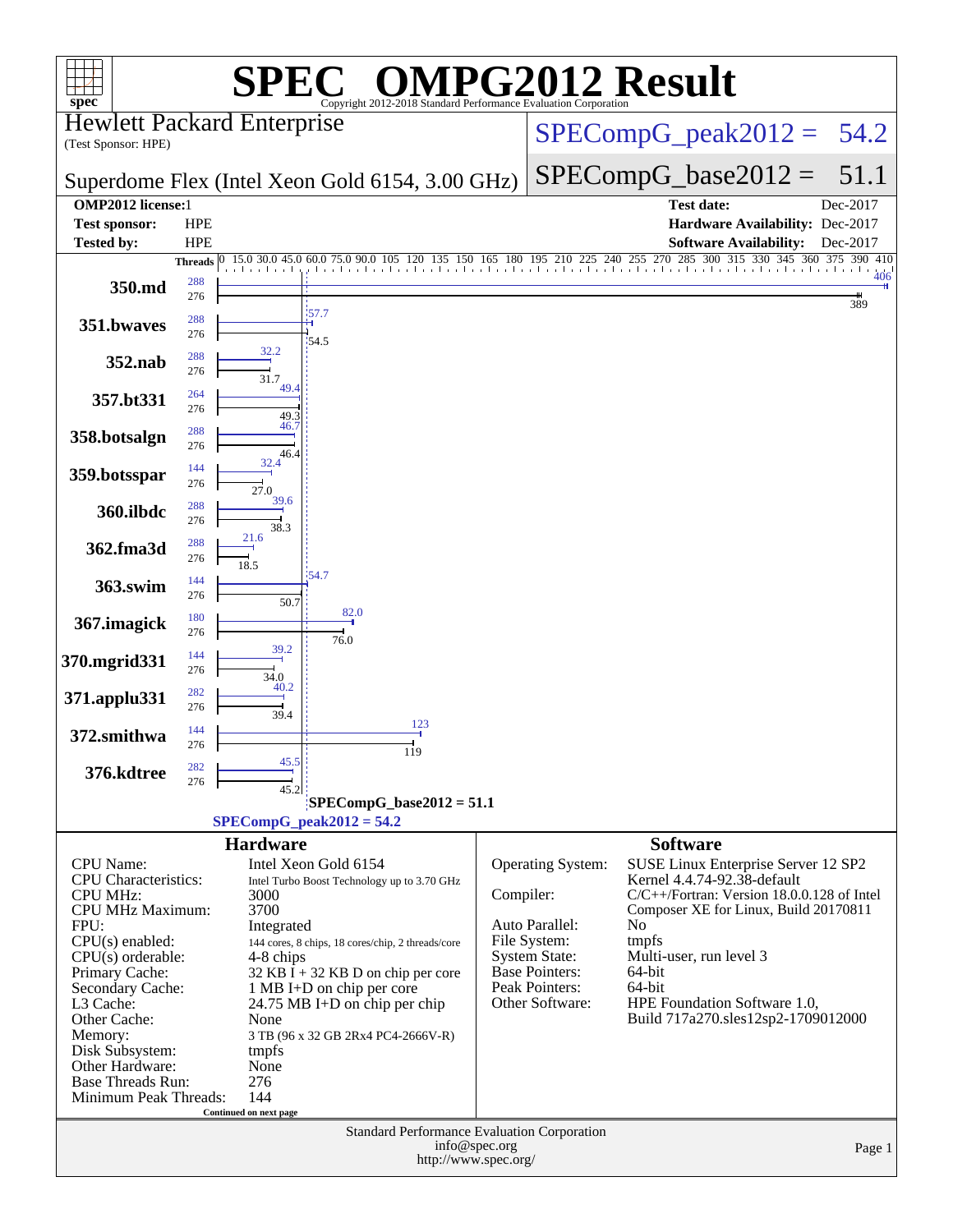# SPEC OMPG2012 Result

Copyright 2012-2018 Standard Performance Evaluation Corporation

**Hewlett Packard Enterprise**
(Test Sponsor: HPE)

**Superdome Flex (Intel Xeon Gold 6154, 3.00 GHz)**

SPECompG_peak2012 = 54.2

SPECompG_base2012 = 51.1

| | | | |
|---|---|---|---|
| **OMP2012 license:** | 1 | **Test date:** | Dec-2017 |
| **Test sponsor:** | HPE | **Hardware Availability:** | Dec-2017 |
| **Tested by:** | HPE | **Software Availability:** | Dec-2017 |

| Benchmark | Peak Threads | Peak Ratio | Base Threads | Base Ratio |
|---|---|---|---|---|
| 350.md | 288 | 406 | 276 | 389 |
| 351.bwaves | 288 | 57.7 | 276 | 54.5 |
| 352.nab | 288 | 32.2 | 276 | 31.7 |
| 357.bt331 | 264 | 49.4 | 276 | 49.3 |
| 358.botsalgn | 288 | 46.7 | 276 | 46.4 |
| 359.botsspar | 144 | 32.4 | 276 | 27.0 |
| 360.ilbdc | 288 | 39.6 | 276 | 38.3 |
| 362.fma3d | 288 | 21.6 | 276 | 18.5 |
| 363.swim | 144 | 54.7 | 276 | 50.7 |
| 367.imagick | 180 | 82.0 | 276 | 76.0 |
| 370.mgrid331 | 144 | 39.2 | 276 | 34.0 |
| 371.applu331 | 282 | 40.2 | 276 | 39.4 |
| 372.smithwa | 144 | 123 | 276 | 119 |
| 376.kdtree | 282 | 45.5 | 276 | 45.2 |

SPECompG_base2012 = 51.1

SPECompG_peak2012 = 54.2

## Hardware

| | |
|---|---|
| CPU Name: | Intel Xeon Gold 6154 |
| CPU Characteristics: | Intel Turbo Boost Technology up to 3.70 GHz |
| CPU MHz: | 3000 |
| CPU MHz Maximum: | 3700 |
| FPU: | Integrated |
| CPU(s) enabled: | 144 cores, 8 chips, 18 cores/chip, 2 threads/core |
| CPU(s) orderable: | 4-8 chips |
| Primary Cache: | 32 KB I + 32 KB D on chip per core |
| Secondary Cache: | 1 MB I+D on chip per core |
| L3 Cache: | 24.75 MB I+D on chip per chip |
| Other Cache: | None |
| Memory: | 3 TB (96 x 32 GB 2Rx4 PC4-2666V-R) |
| Disk Subsystem: | tmpfs |
| Other Hardware: | None |
| Base Threads Run: | 276 |
| Minimum Peak Threads: | 144 |

Continued on next page

## Software

| | |
|---|---|
| Operating System: | SUSE Linux Enterprise Server 12 SP2 Kernel 4.4.74-92.38-default |
| Compiler: | C/C++/Fortran: Version 18.0.0.128 of Intel Composer XE for Linux, Build 20170811 |
| Auto Parallel: | No |
| File System: | tmpfs |
| System State: | Multi-user, run level 3 |
| Base Pointers: | 64-bit |
| Peak Pointers: | 64-bit |
| Other Software: | HPE Foundation Software 1.0, Build 717a270.sles12sp2-1709012000 |

Standard Performance Evaluation Corporation
info@spec.org
http://www.spec.org/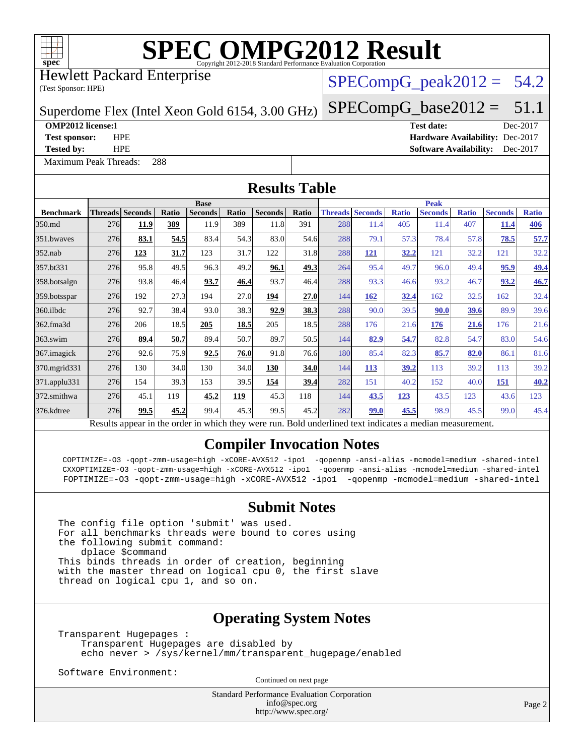# SPEC OMPG2012 Result

Copyright 2012-2018 Standard Performance Evaluation Corporation

Hewlett Packard Enterprise
(Test Sponsor: HPE)

Superdome Flex (Intel Xeon Gold 6154, 3.00 GHz)

SPECompG_peak2012 = 54.2

SPECompG_base2012 = 51.1

**OMP2012 license:** 1
**Test sponsor:** HPE
**Tested by:** HPE

**Test date:** Dec-2017
**Hardware Availability:** Dec-2017
**Software Availability:** Dec-2017

Maximum Peak Threads: 288

## Results Table

| Benchmark | Base | | | | | | | Peak | | | | | | |
|---|---|---|---|---|---|---|---|---|---|---|---|---|---|---|
| | Threads | Seconds | Ratio | Seconds | Ratio | Seconds | Ratio | Threads | Seconds | Ratio | Seconds | Ratio | Seconds | Ratio |
| 350.md | 276 | **11.9** | **389** | 11.9 | 389 | 11.8 | 391 | 288 | 11.4 | 405 | 11.4 | 407 | **11.4** | **406** |
| 351.bwaves | 276 | **83.1** | **54.5** | 83.4 | 54.3 | 83.0 | 54.6 | 288 | 79.1 | 57.3 | 78.4 | 57.8 | **78.5** | **57.7** |
| 352.nab | 276 | **123** | **31.7** | 123 | 31.7 | 122 | 31.8 | 288 | **121** | **32.2** | 121 | 32.2 | 121 | 32.2 |
| 357.bt331 | 276 | 95.8 | 49.5 | 96.3 | 49.2 | **96.1** | **49.3** | 264 | 95.4 | 49.7 | 96.0 | 49.4 | **95.9** | **49.4** |
| 358.botsalgn | 276 | 93.8 | 46.4 | **93.7** | **46.4** | 93.7 | 46.4 | 288 | 93.3 | 46.6 | 93.2 | 46.7 | **93.2** | **46.7** |
| 359.botsspar | 276 | 192 | 27.3 | 194 | 27.0 | **194** | **27.0** | 144 | **162** | **32.4** | 162 | 32.5 | 162 | 32.4 |
| 360.ilbdc | 276 | 92.7 | 38.4 | 93.0 | 38.3 | **92.9** | **38.3** | 288 | 90.0 | 39.5 | **90.0** | **39.6** | 89.9 | 39.6 |
| 362.fma3d | 276 | 206 | 18.5 | **205** | **18.5** | 205 | 18.5 | 288 | 176 | 21.6 | **176** | **21.6** | 176 | 21.6 |
| 363.swim | 276 | **89.4** | **50.7** | 89.4 | 50.7 | 89.7 | 50.5 | 144 | **82.9** | **54.7** | 82.8 | 54.7 | 83.0 | 54.6 |
| 367.imagick | 276 | 92.6 | 75.9 | **92.5** | **76.0** | 91.8 | 76.6 | 180 | 85.4 | 82.3 | **85.7** | **82.0** | 86.1 | 81.6 |
| 370.mgrid331 | 276 | 130 | 34.0 | 130 | 34.0 | **130** | **34.0** | 144 | **113** | **39.2** | 113 | 39.2 | 113 | 39.2 |
| 371.applu331 | 276 | 154 | 39.3 | 153 | 39.5 | **154** | **39.4** | 282 | 151 | 40.2 | 152 | 40.0 | **151** | **40.2** |
| 372.smithwa | 276 | 45.1 | 119 | **45.2** | **119** | 45.3 | 118 | 144 | **43.5** | **123** | 43.5 | 123 | 43.6 | 123 |
| 376.kdtree | 276 | **99.5** | **45.2** | 99.4 | 45.3 | 99.5 | 45.2 | 282 | **99.0** | **45.5** | 98.9 | 45.5 | 99.0 | 45.4 |

Results appear in the order in which they were run. Bold underlined text indicates a median measurement.

## Compiler Invocation Notes

```
COPTIMIZE=-O3 -qopt-zmm-usage=high -xCORE-AVX512 -ipo1  -qopenmp -ansi-alias -mcmodel=medium -shared-intel
CXXOPTIMIZE=-O3 -qopt-zmm-usage=high -xCORE-AVX512 -ipo1  -qopenmp -ansi-alias -mcmodel=medium -shared-intel
FOPTIMIZE=-O3 -qopt-zmm-usage=high -xCORE-AVX512 -ipo1  -qopenmp -mcmodel=medium -shared-intel
```

## Submit Notes

```
The config file option 'submit' was used.
For all benchmarks threads were bound to cores using
the following submit command:
    dplace $command
This binds threads in order of creation, beginning
with the master thread on logical cpu 0, the first slave
thread on logical cpu 1, and so on.
```

## Operating System Notes

```
Transparent Hugepages :
    Transparent Hugepages are disabled by
    echo never > /sys/kernel/mm/transparent_hugepage/enabled

Software Environment:
```

Continued on next page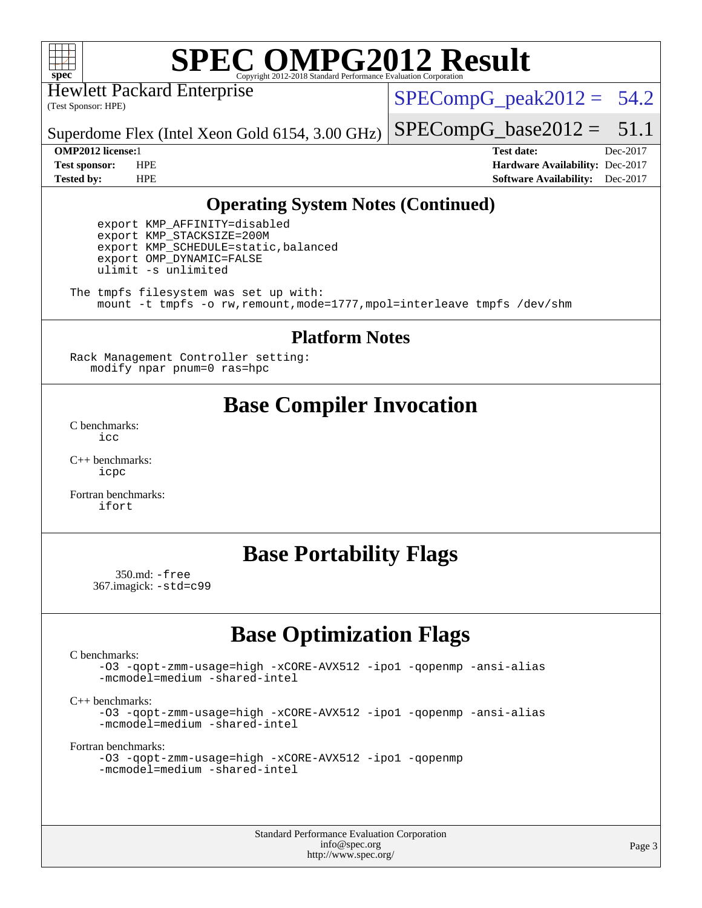## Operating System Notes (Continued)

```
export KMP_AFFINITY=disabled
export KMP_STACKSIZE=200M
export KMP_SCHEDULE=static,balanced
export OMP_DYNAMIC=FALSE
ulimit -s unlimited
```

The tmpfs filesystem was set up with:

```
mount -t tmpfs -o rw,remount,mode=1777,mpol=interleave tmpfs /dev/shm
```

## Platform Notes

Rack Management Controller setting:

```
modify npar pnum=0 ras=hpc
```

# Base Compiler Invocation

C benchmarks:
  icc

C++ benchmarks:
  icpc

Fortran benchmarks:
  ifort

# Base Portability Flags

350.md: -free
367.imagick: -std=c99

# Base Optimization Flags

C benchmarks:
  -O3 -qopt-zmm-usage=high -xCORE-AVX512 -ipo1 -qopenmp -ansi-alias -mcmodel=medium -shared-intel

C++ benchmarks:
  -O3 -qopt-zmm-usage=high -xCORE-AVX512 -ipo1 -qopenmp -ansi-alias -mcmodel=medium -shared-intel

Fortran benchmarks:
  -O3 -qopt-zmm-usage=high -xCORE-AVX512 -ipo1 -qopenmp -mcmodel=medium -shared-intel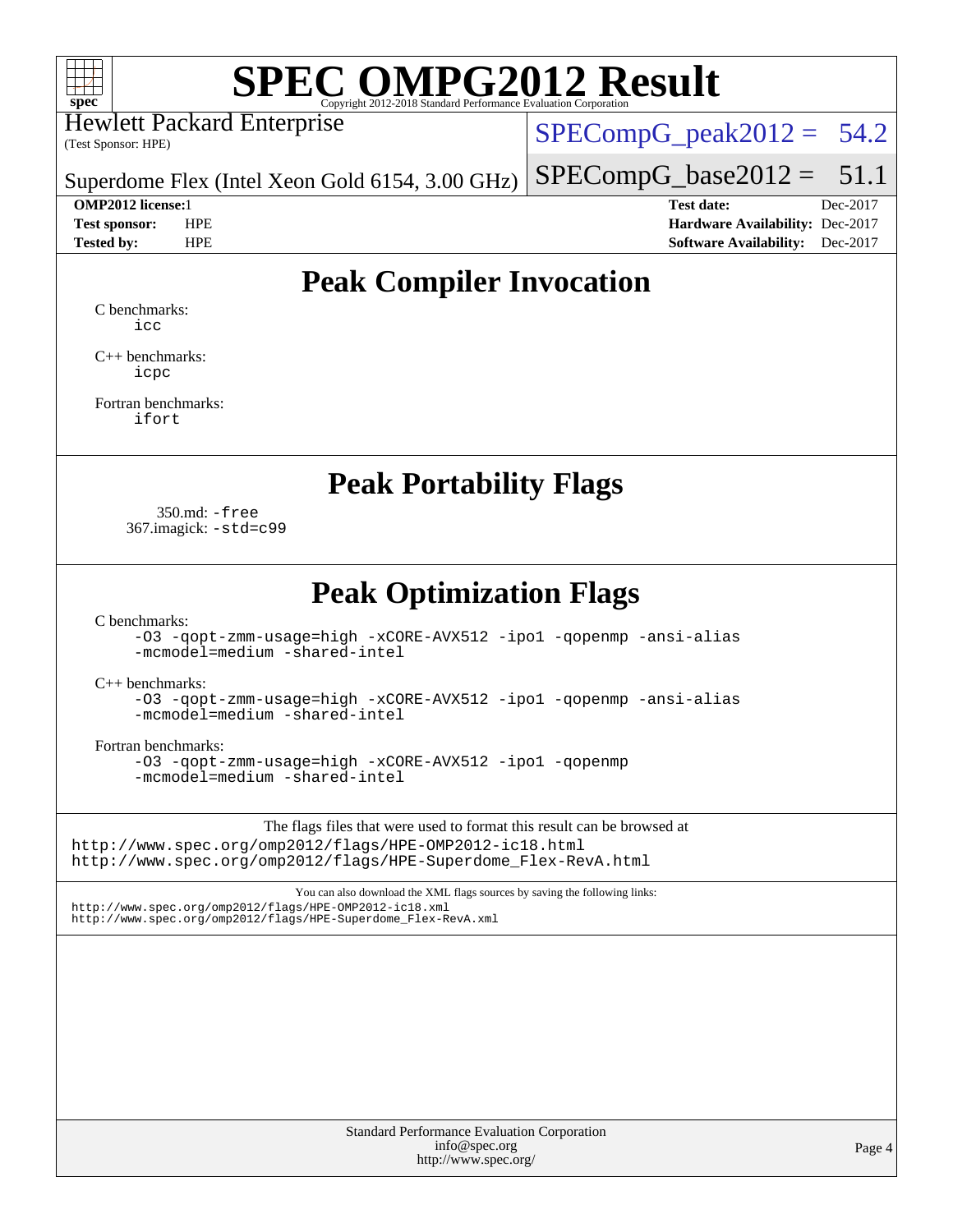# SPEC OMPG2012 Result

Copyright 2012-2018 Standard Performance Evaluation Corporation

Hewlett Packard Enterprise
(Test Sponsor: HPE)

Superdome Flex (Intel Xeon Gold 6154, 3.00 GHz)

SPECompG_peak2012 = 54.2

SPECompG_base2012 = 51.1

| | | | |
|---|---|---|---|
| **OMP2012 license:** 1 | | **Test date:** | Dec-2017 |
| **Test sponsor:** | HPE | **Hardware Availability:** | Dec-2017 |
| **Tested by:** | HPE | **Software Availability:** | Dec-2017 |

## Peak Compiler Invocation

C benchmarks:
    icc

C++ benchmarks:
    icpc

Fortran benchmarks:
    ifort

## Peak Portability Flags

350.md: -free
367.imagick: -std=c99

## Peak Optimization Flags

C benchmarks:
    -O3 -qopt-zmm-usage=high -xCORE-AVX512 -ipo1 -qopenmp -ansi-alias
    -mcmodel=medium -shared-intel

C++ benchmarks:
    -O3 -qopt-zmm-usage=high -xCORE-AVX512 -ipo1 -qopenmp -ansi-alias
    -mcmodel=medium -shared-intel

Fortran benchmarks:
    -O3 -qopt-zmm-usage=high -xCORE-AVX512 -ipo1 -qopenmp
    -mcmodel=medium -shared-intel

The flags files that were used to format this result can be browsed at
http://www.spec.org/omp2012/flags/HPE-OMP2012-ic18.html
http://www.spec.org/omp2012/flags/HPE-Superdome_Flex-RevA.html

You can also download the XML flags sources by saving the following links:
http://www.spec.org/omp2012/flags/HPE-OMP2012-ic18.xml
http://www.spec.org/omp2012/flags/HPE-Superdome_Flex-RevA.xml

Standard Performance Evaluation Corporation
info@spec.org
http://www.spec.org/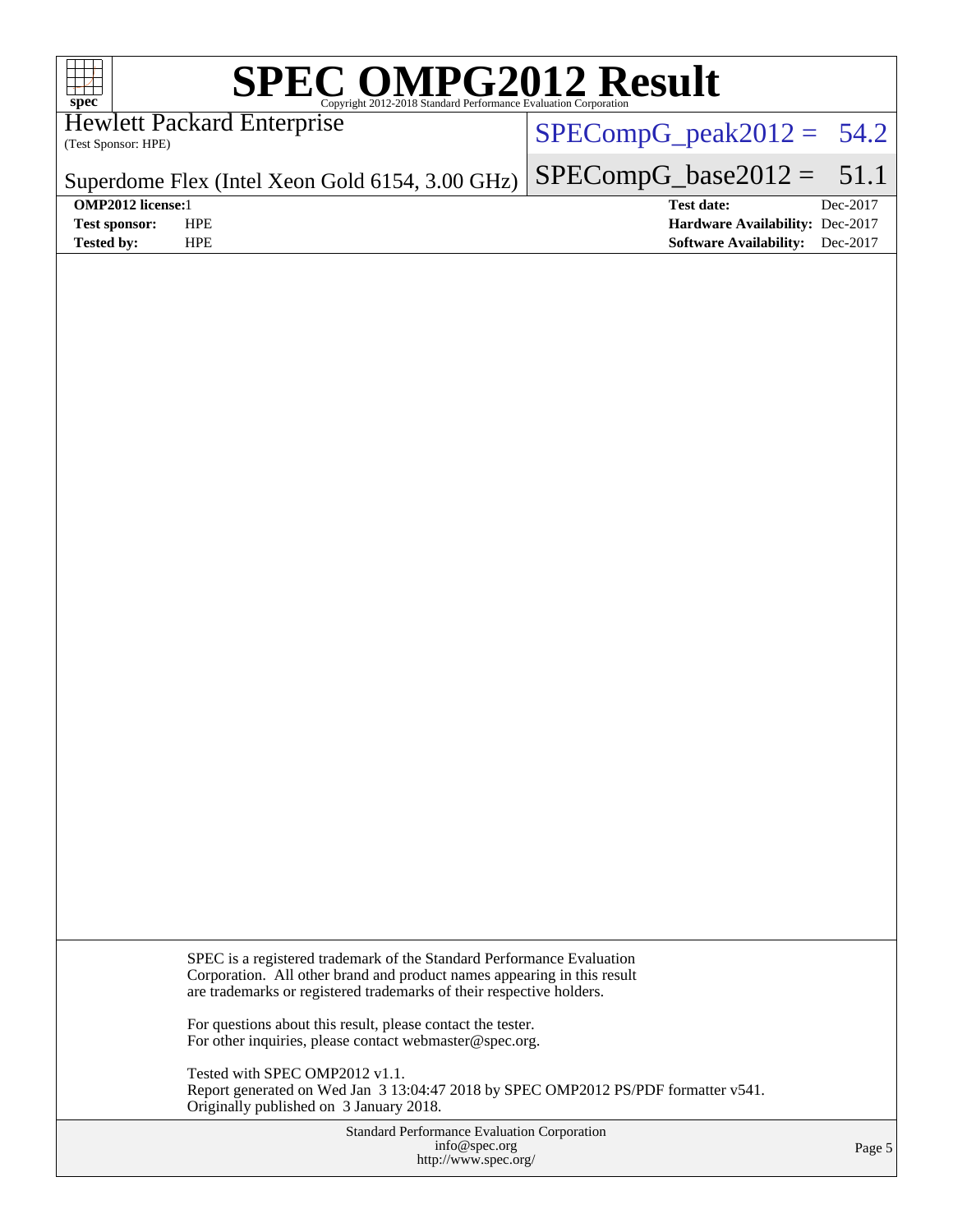SPEC is a registered trademark of the Standard Performance Evaluation Corporation. All other brand and product names appearing in this result are trademarks or registered trademarks of their respective holders.

For questions about this result, please contact the tester.
For other inquiries, please contact webmaster@spec.org.

Tested with SPEC OMP2012 v1.1.
Report generated on Wed Jan 3 13:04:47 2018 by SPEC OMP2012 PS/PDF formatter v541.
Originally published on 3 January 2018.